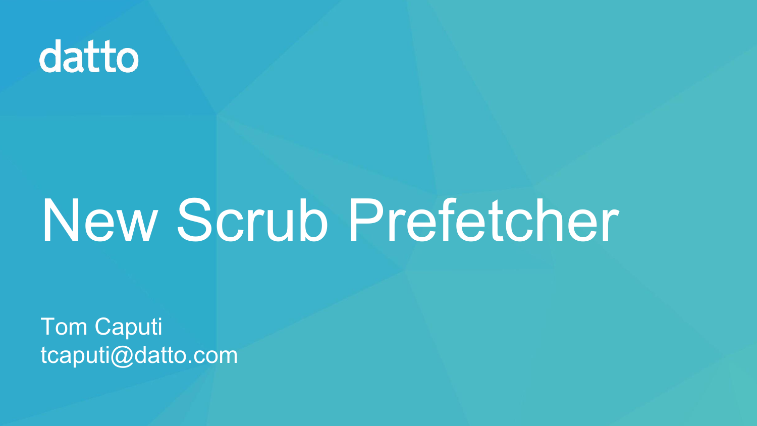datto

# New Scrub Prefetcher

Tom Caputi
tcaputi@datto.com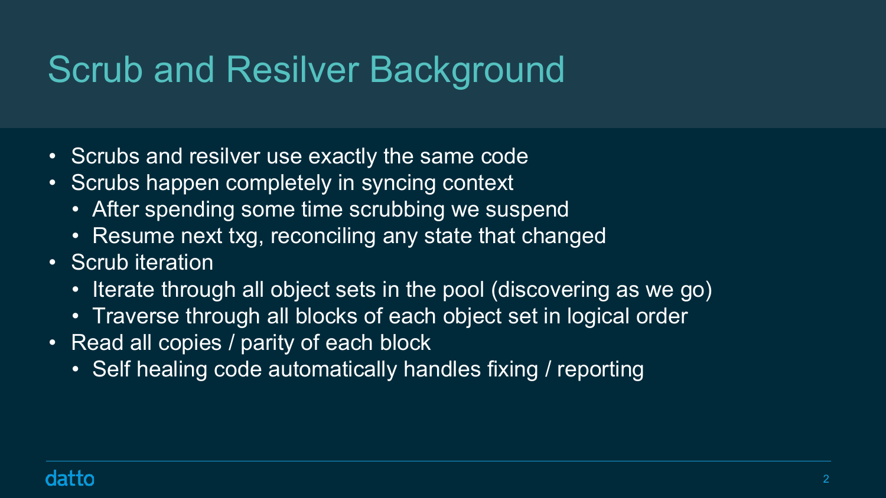# Scrub and Resilver Background

- Scrubs and resilver use exactly the same code
- Scrubs happen completely in syncing context
  - After spending some time scrubbing we suspend
  - Resume next txg, reconciling any state that changed
- Scrub iteration
  - Iterate through all object sets in the pool (discovering as we go)
  - Traverse through all blocks of each object set in logical order
- Read all copies / parity of each block
  - Self healing code automatically handles fixing / reporting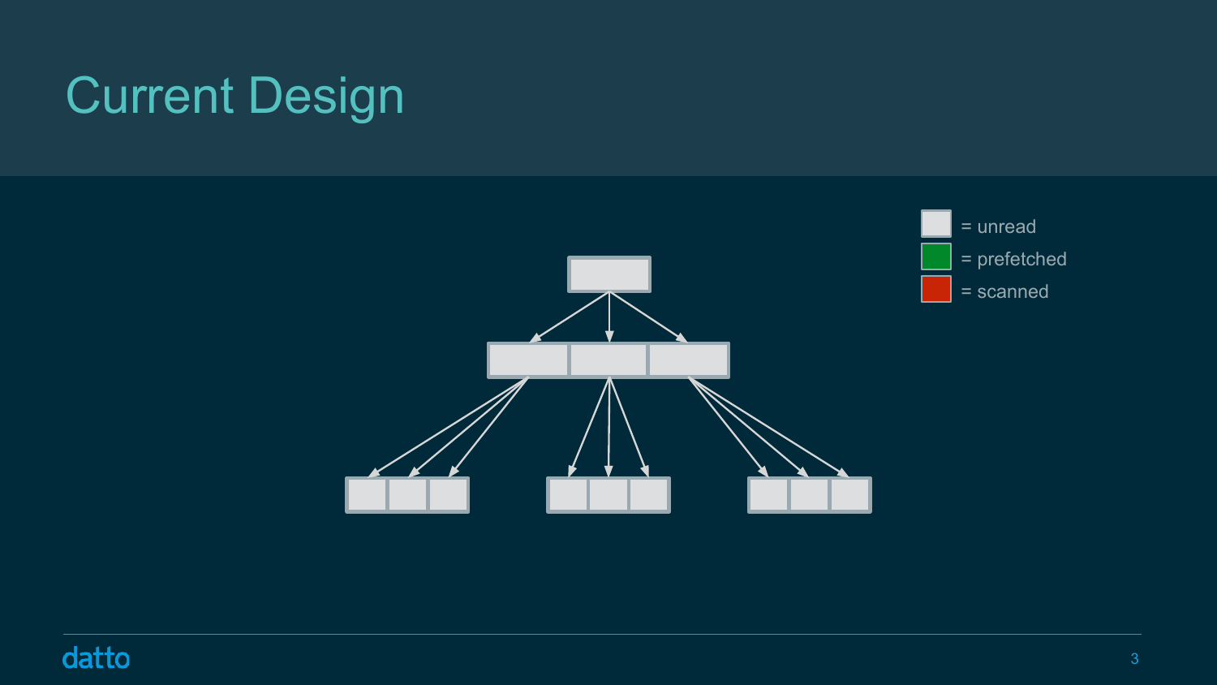# Current Design

= unread

= prefetched

= scanned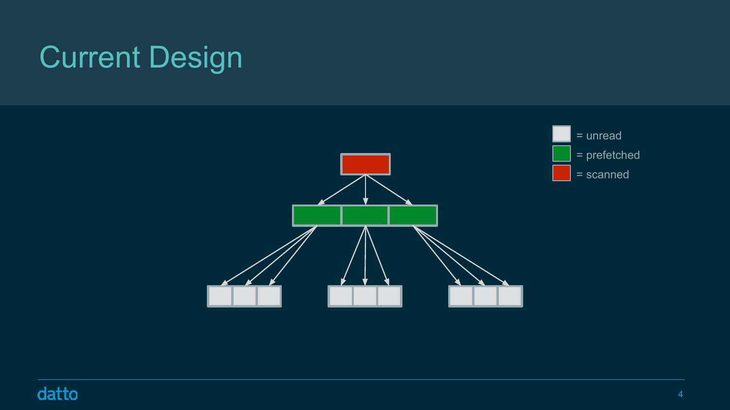# Current Design

= unread

= prefetched

= scanned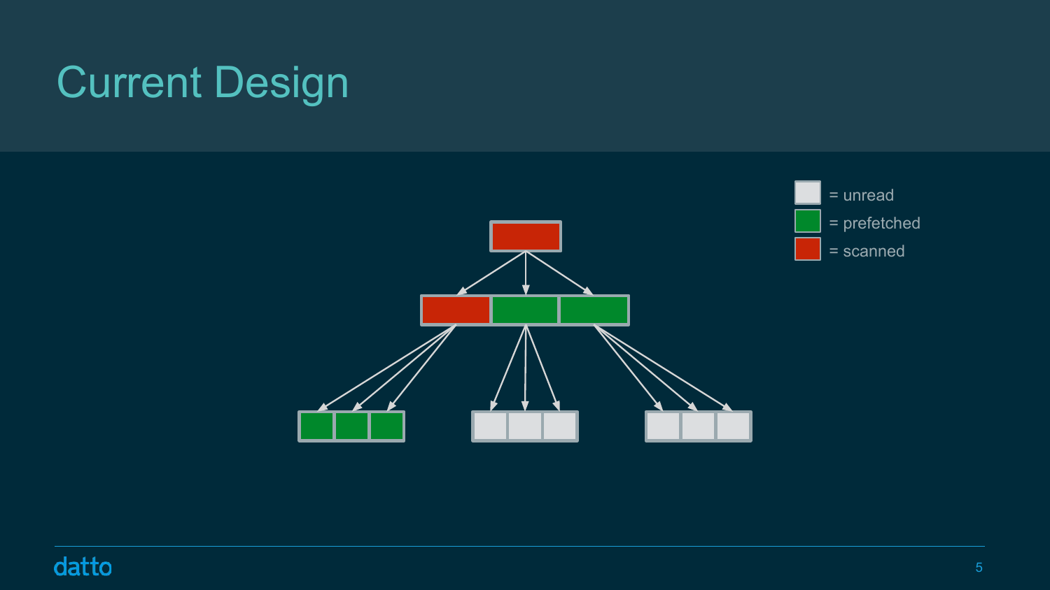# Current Design

= unread

= prefetched

= scanned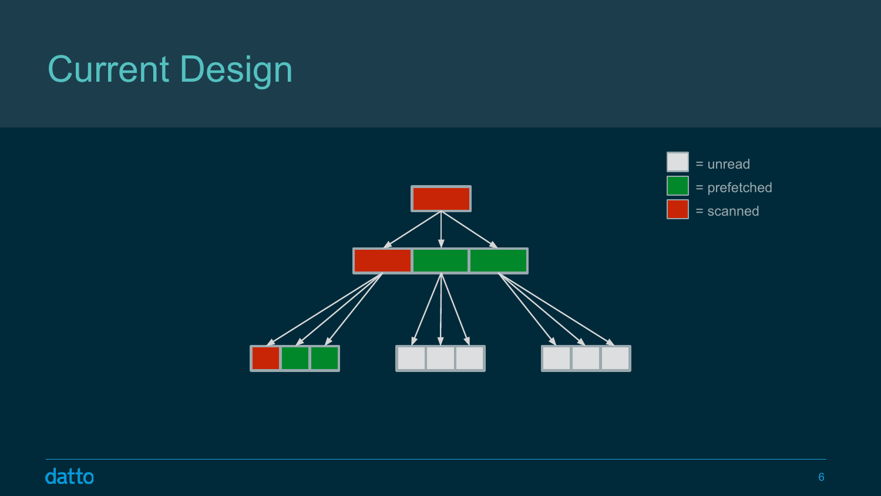# Current Design

= unread

= prefetched

= scanned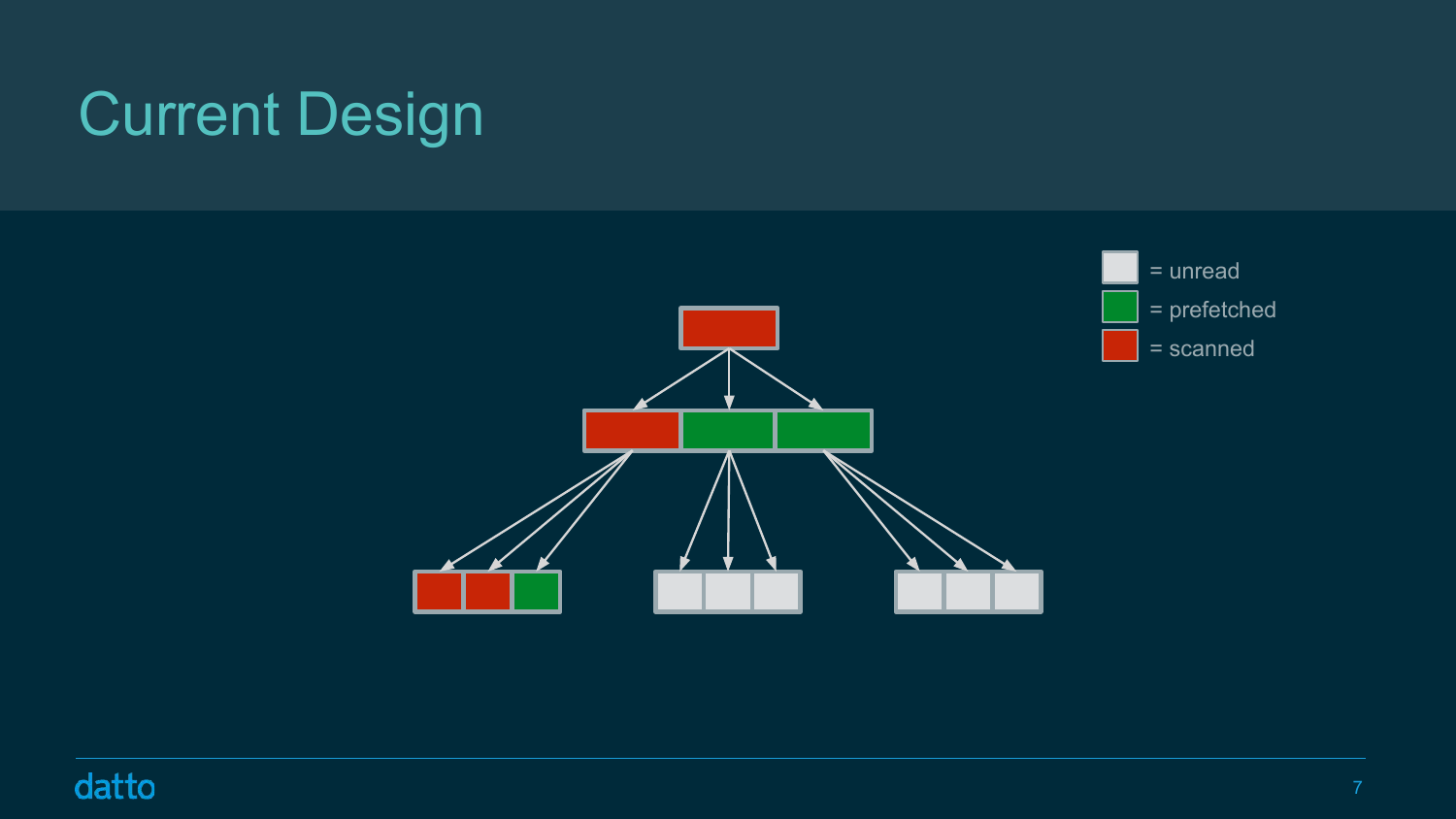# Current Design

= unread

= prefetched

= scanned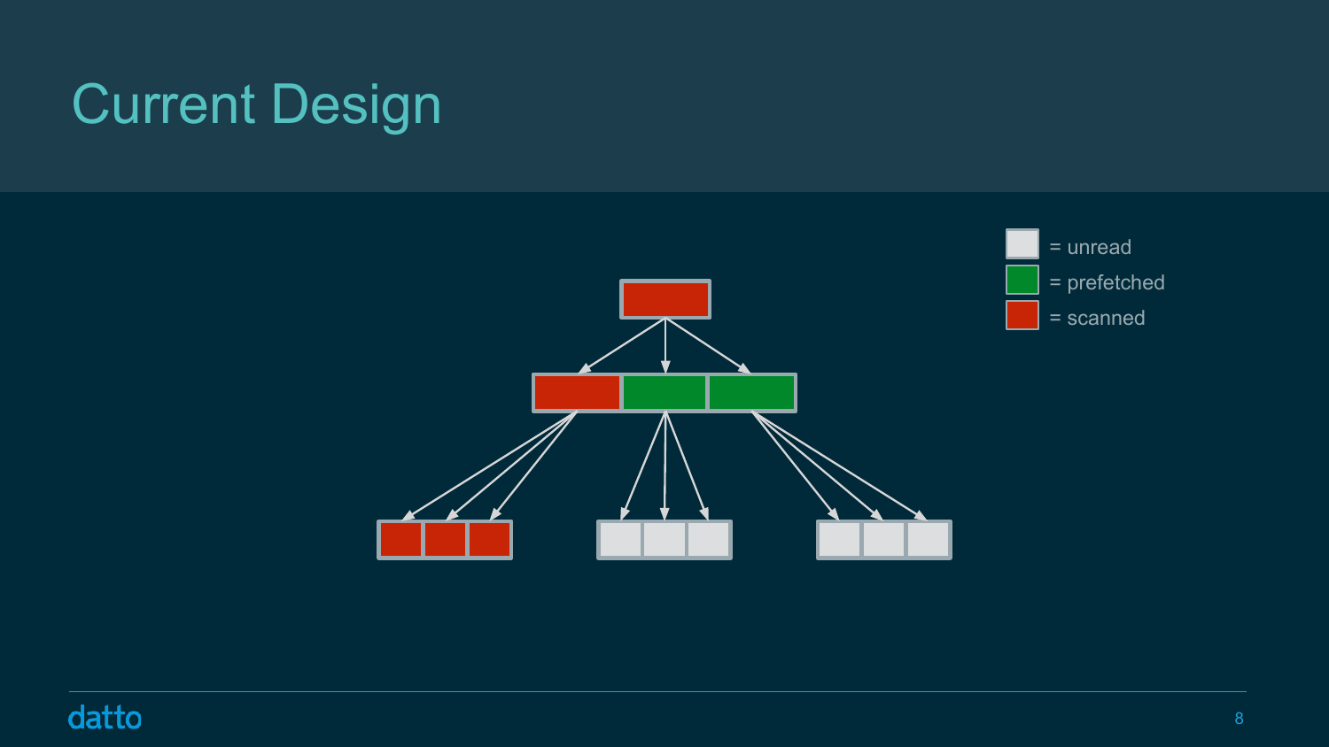# Current Design

= unread

= prefetched

= scanned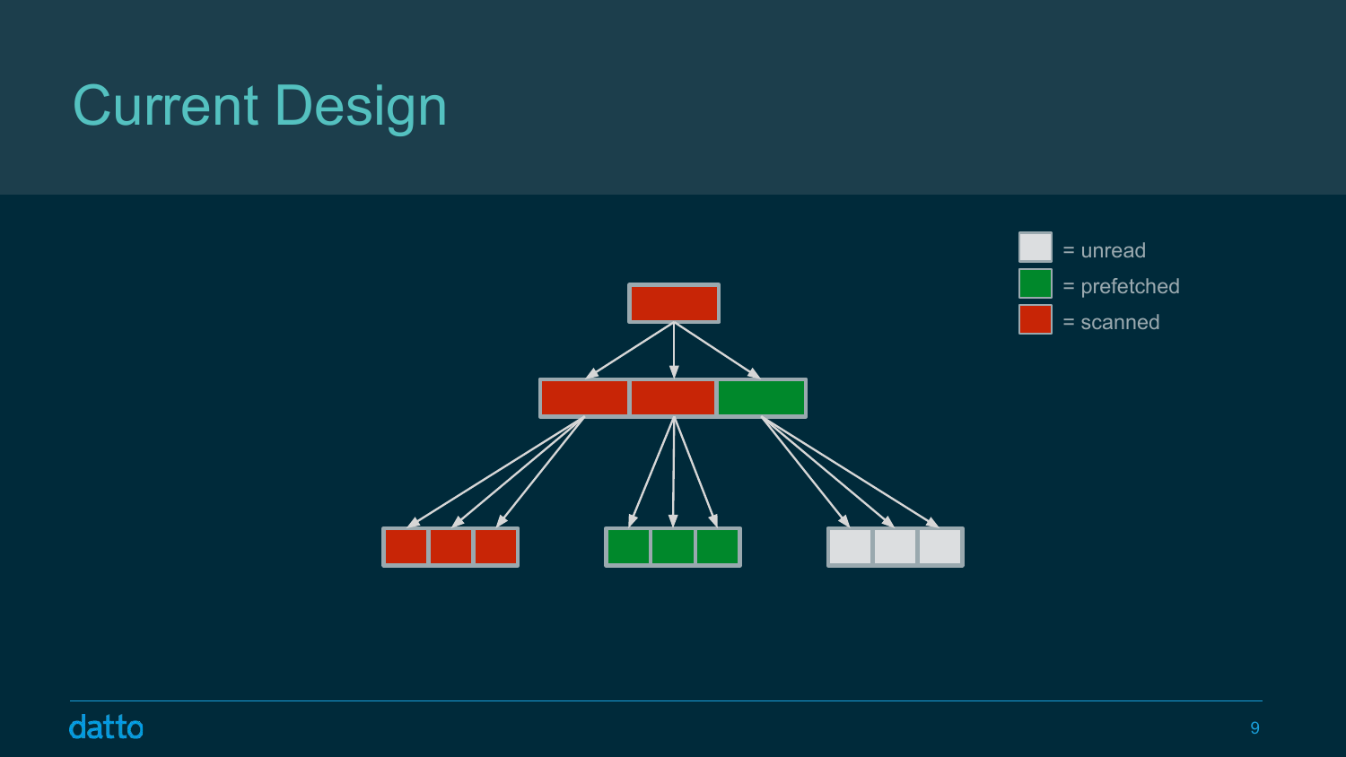# Current Design

= unread

= prefetched

= scanned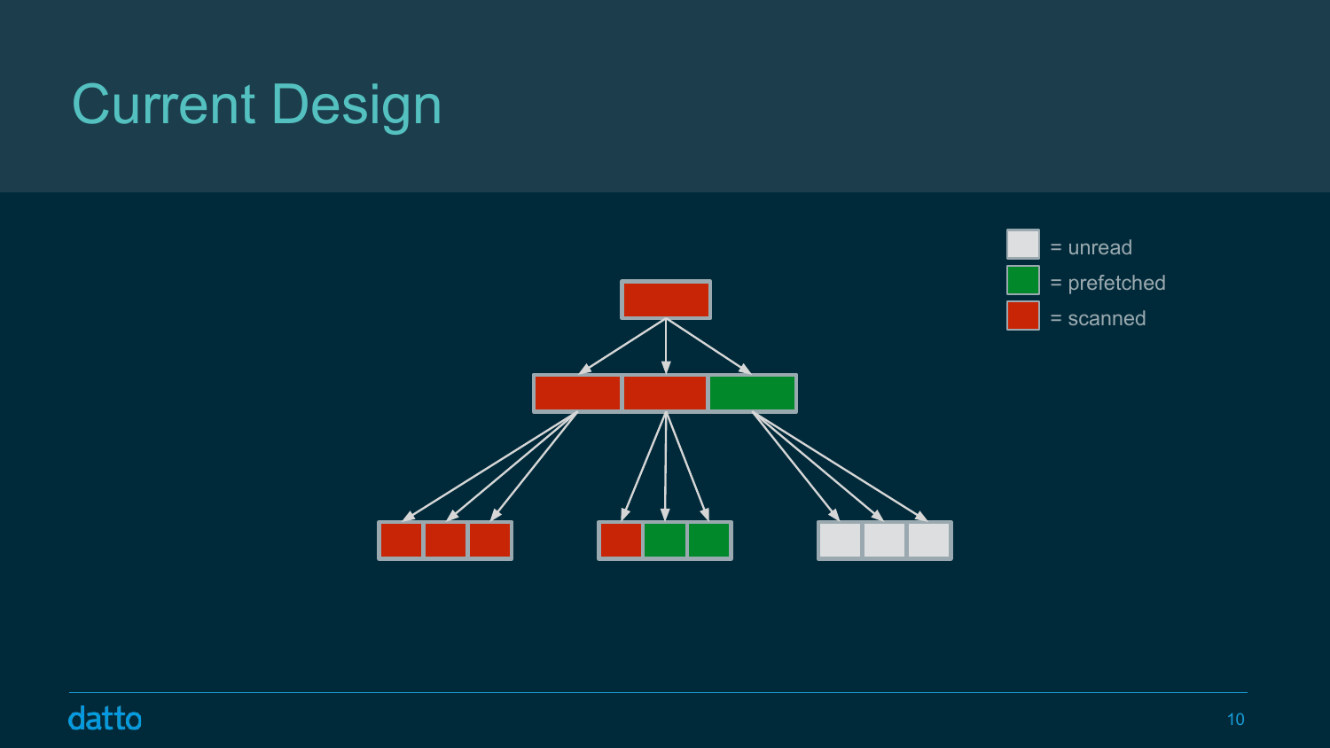# Current Design

= unread

= prefetched

= scanned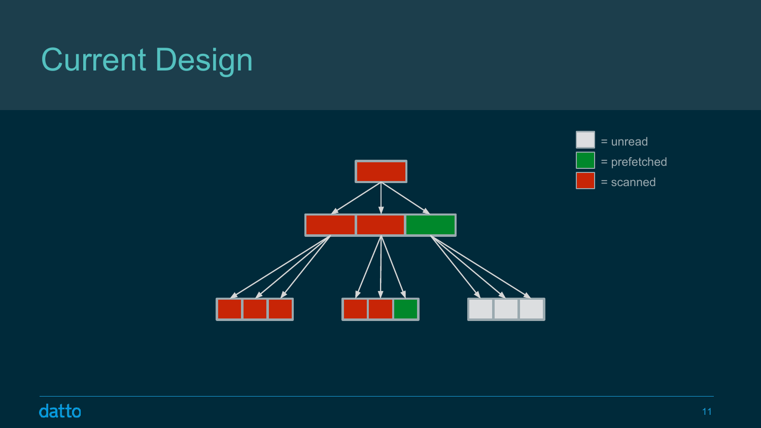# Current Design

= unread

= prefetched

= scanned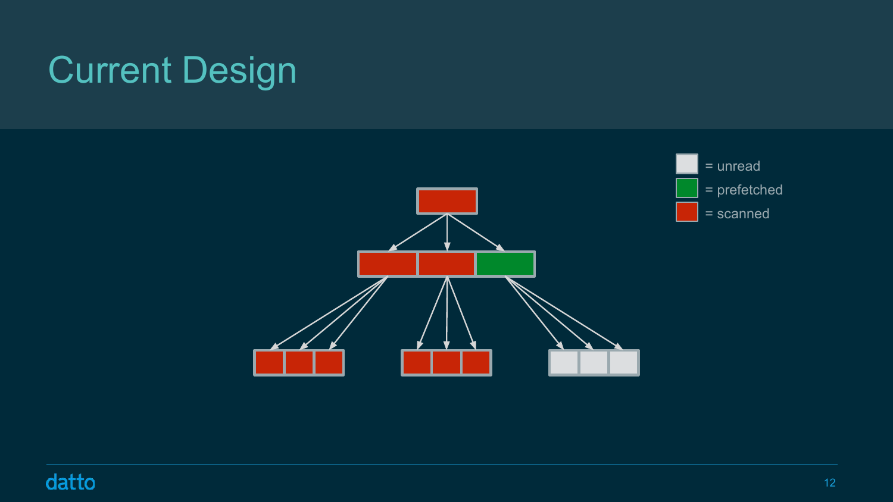# Current Design

= unread

= prefetched

= scanned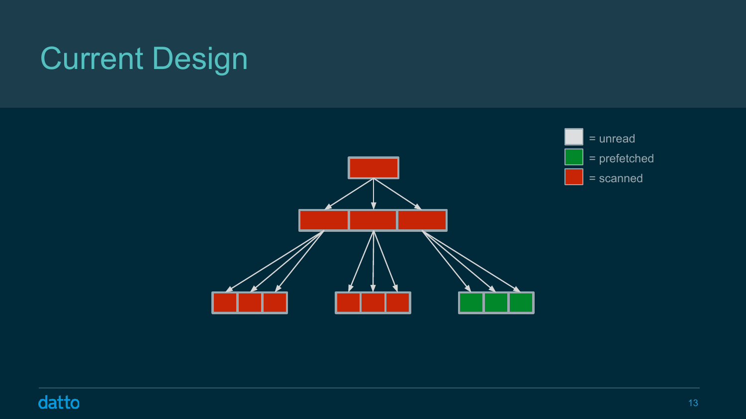# Current Design

= unread

= prefetched

= scanned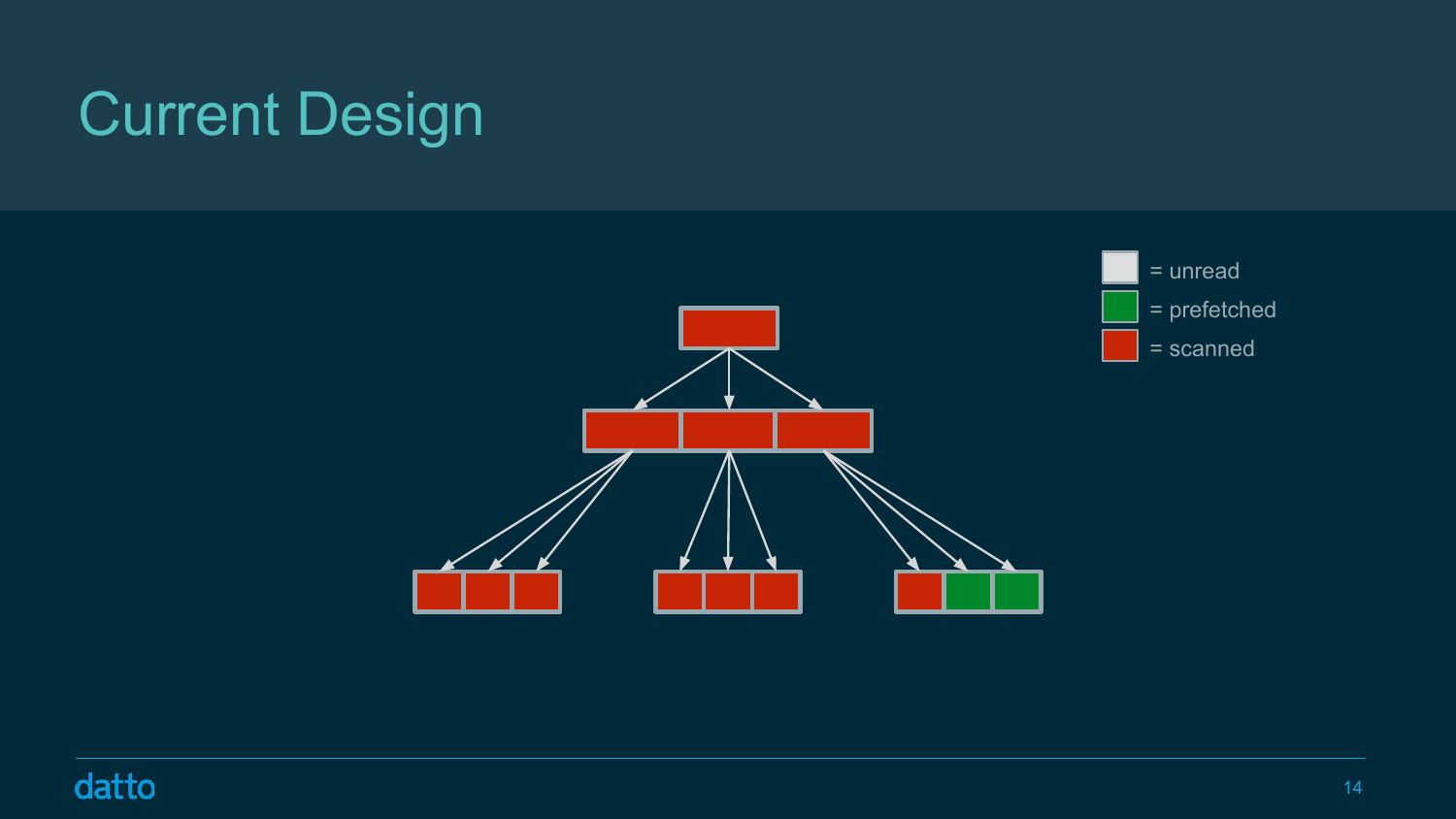# Current Design

= unread

= prefetched

= scanned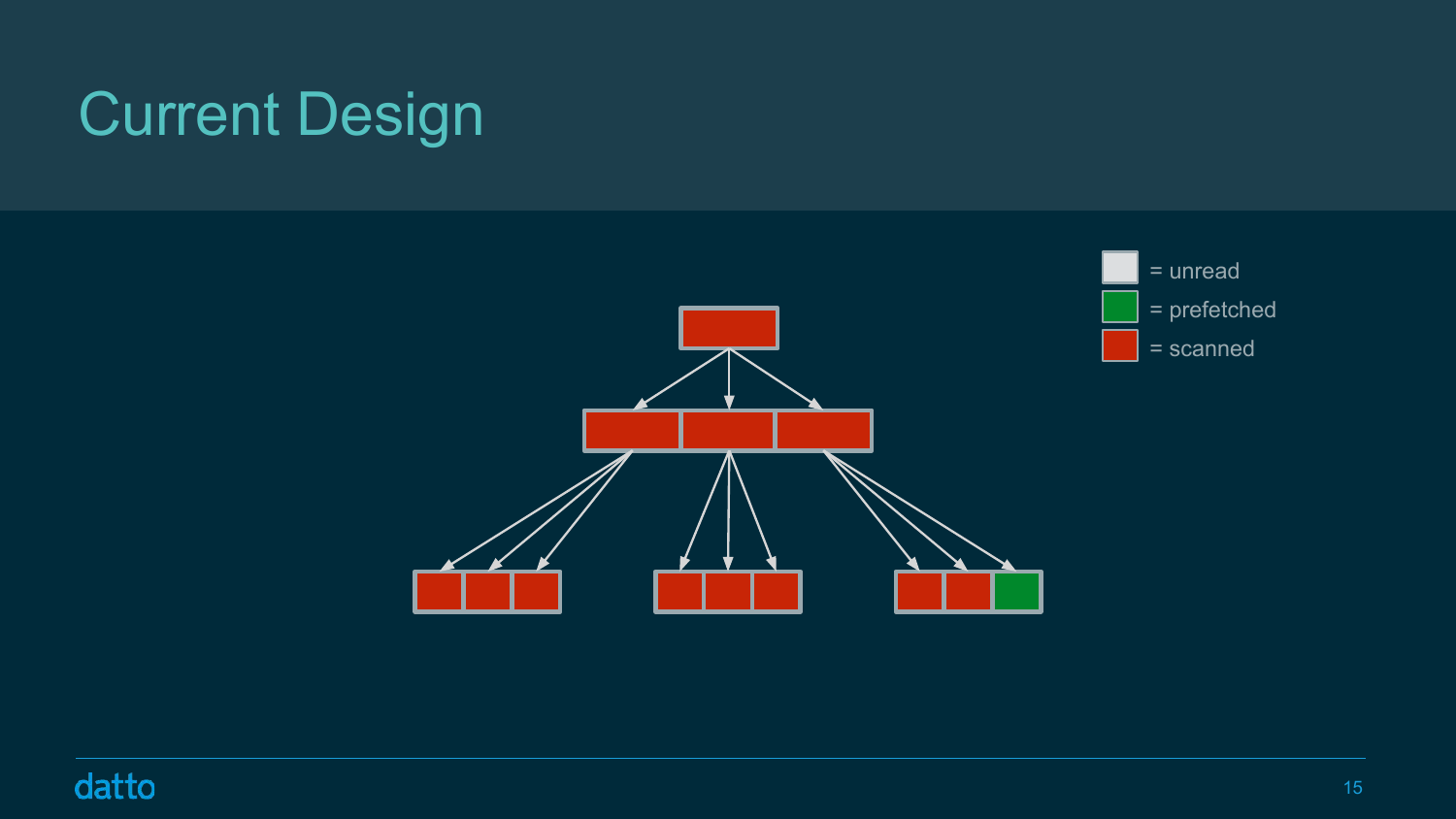# Current Design

= unread

= prefetched

= scanned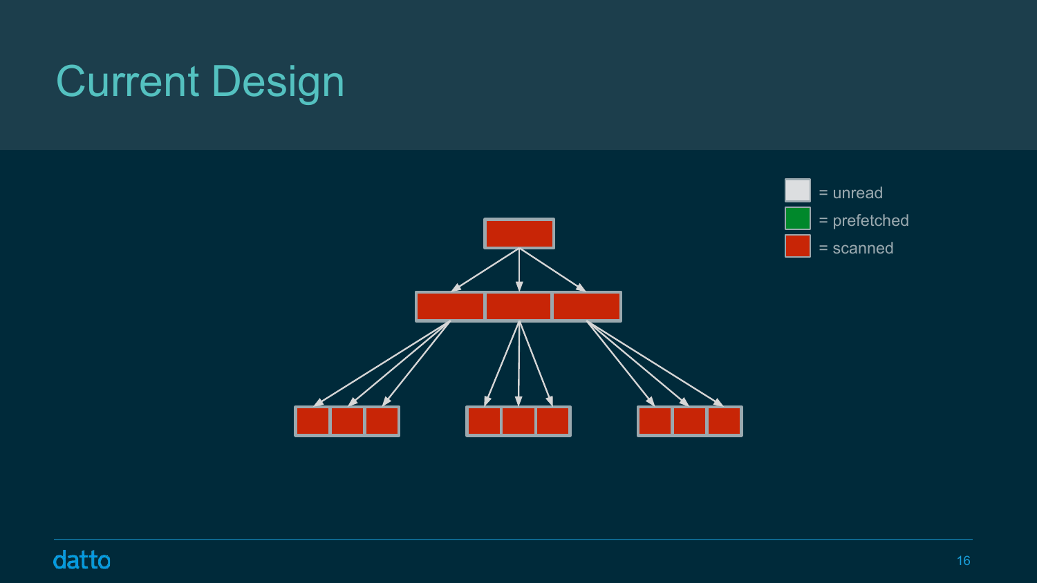# Current Design

- = unread
- = prefetched
- = scanned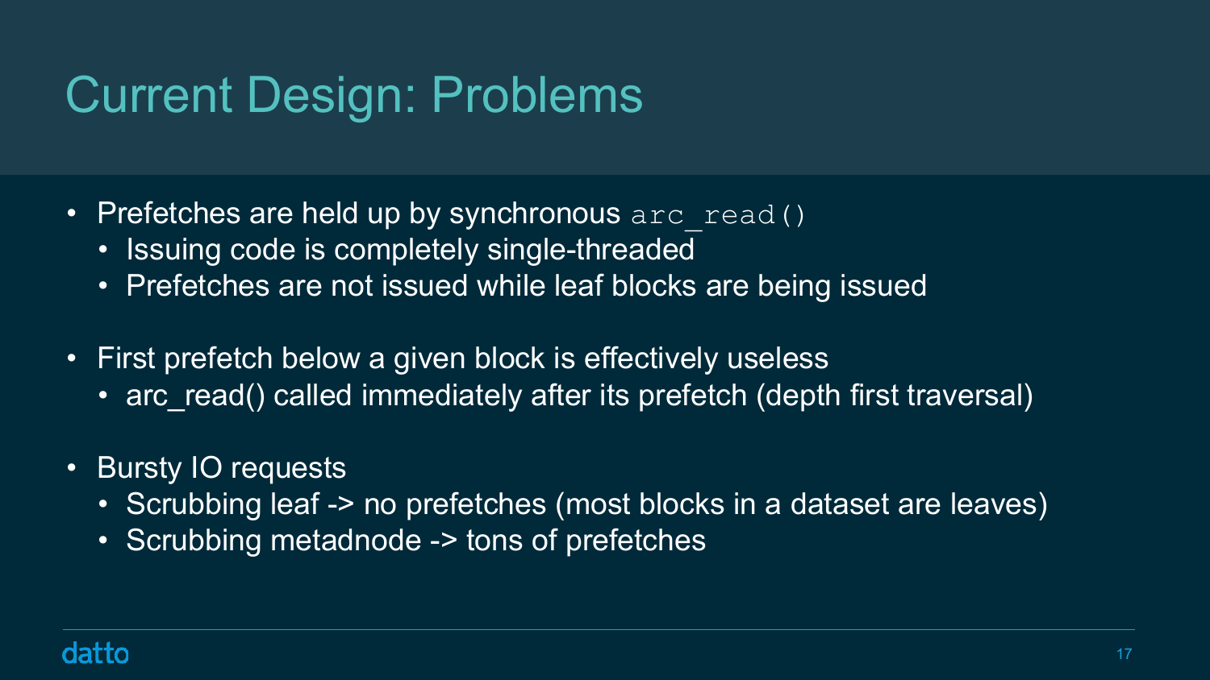# Current Design: Problems

- Prefetches are held up by synchronous `arc_read()`
  - Issuing code is completely single-threaded
  - Prefetches are not issued while leaf blocks are being issued
- First prefetch below a given block is effectively useless
  - arc_read() called immediately after its prefetch (depth first traversal)
- Bursty IO requests
  - Scrubbing leaf -> no prefetches (most blocks in a dataset are leaves)
  - Scrubbing metadnode -> tons of prefetches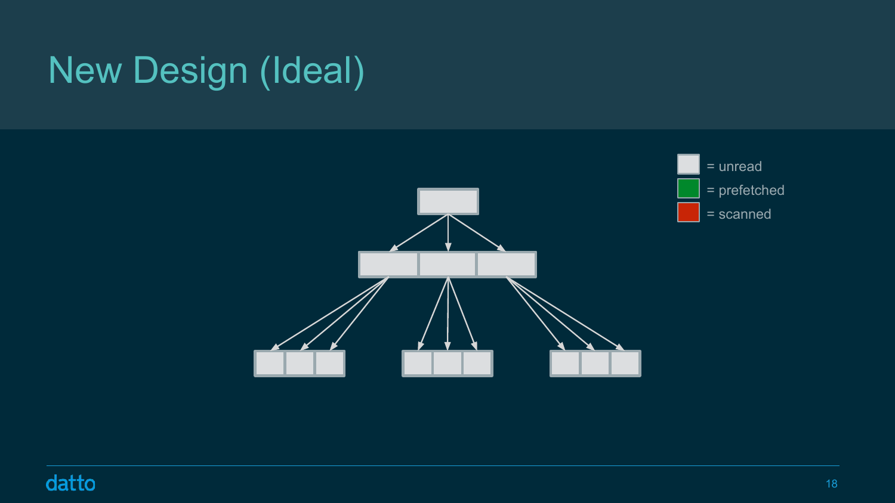# New Design (Ideal)

= unread

= prefetched

= scanned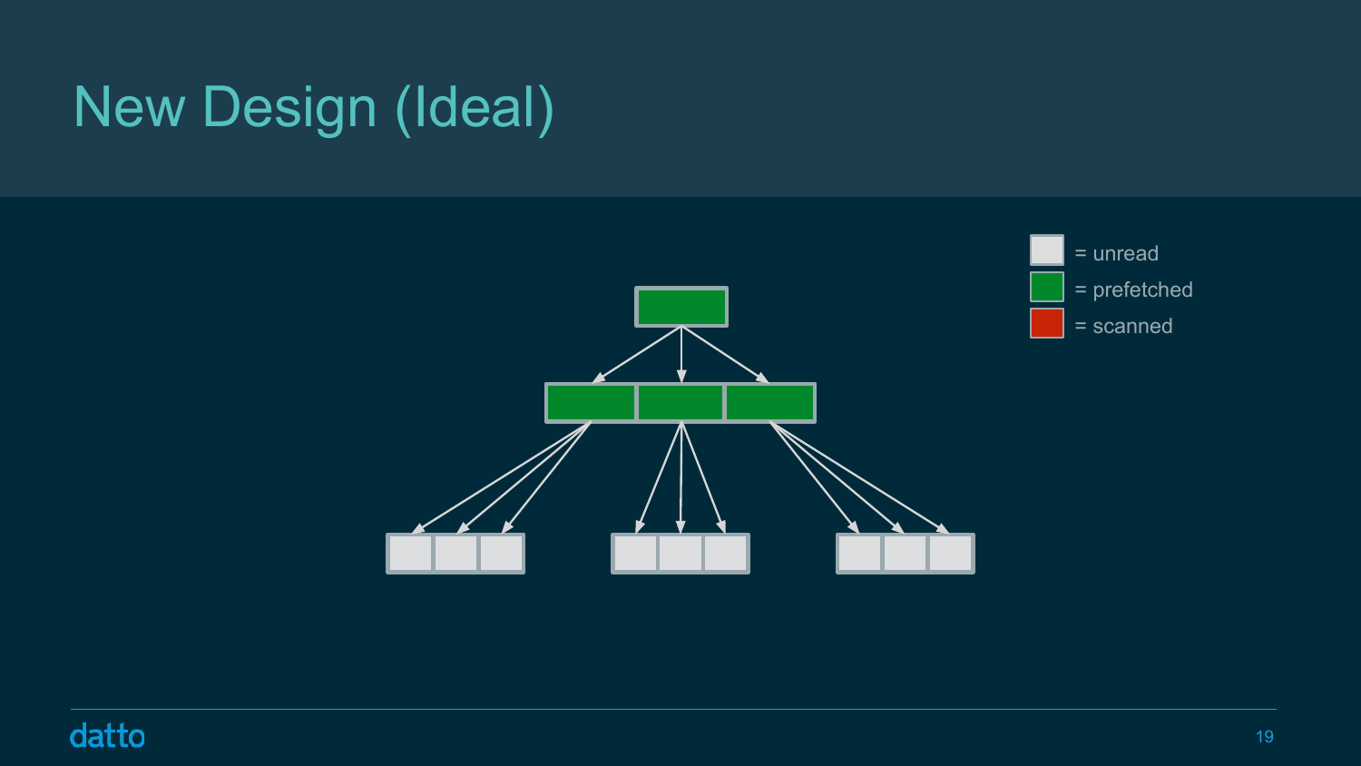# New Design (Ideal)

- = unread
- = prefetched
- = scanned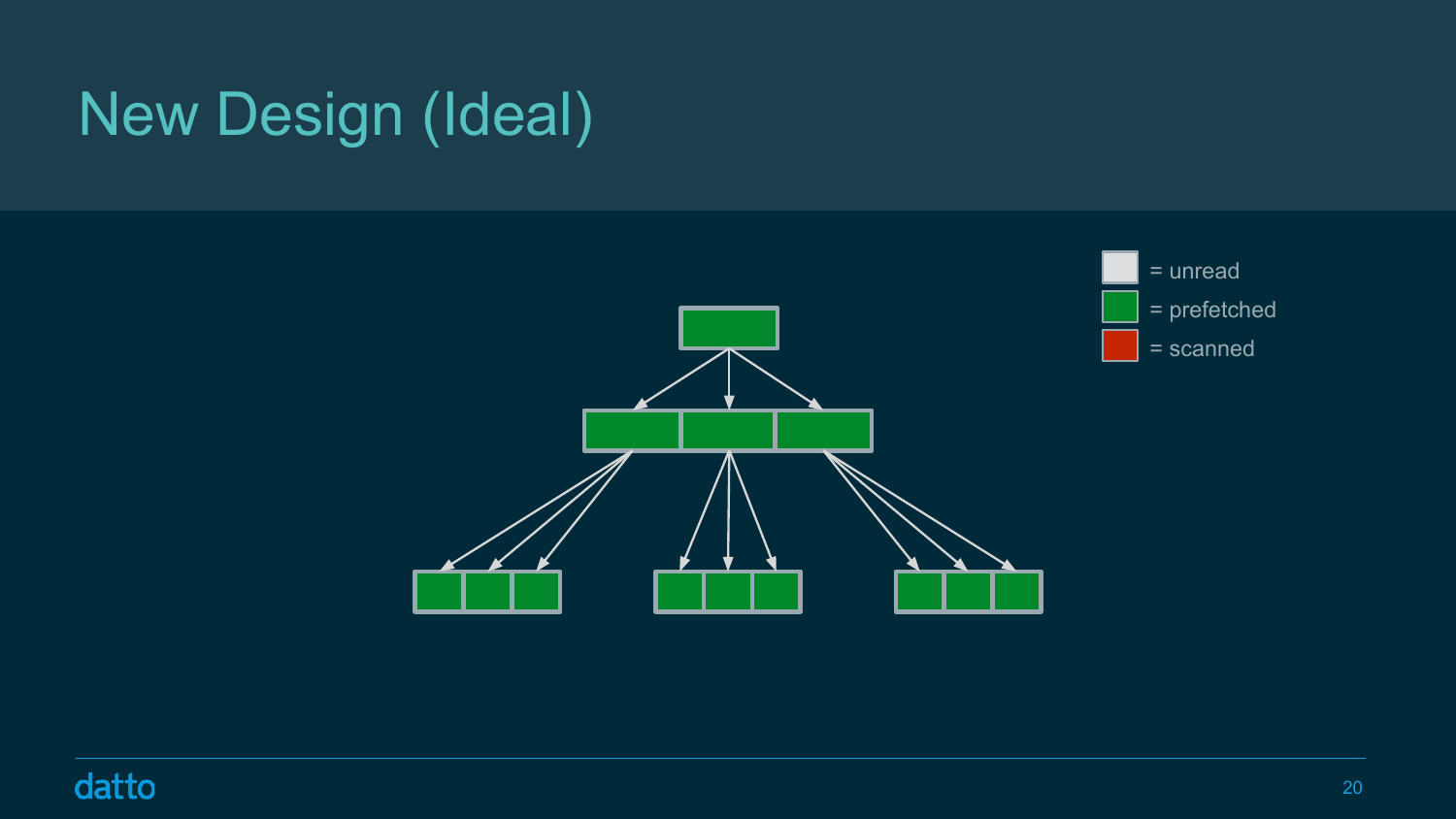# New Design (Ideal)

= unread

= prefetched

= scanned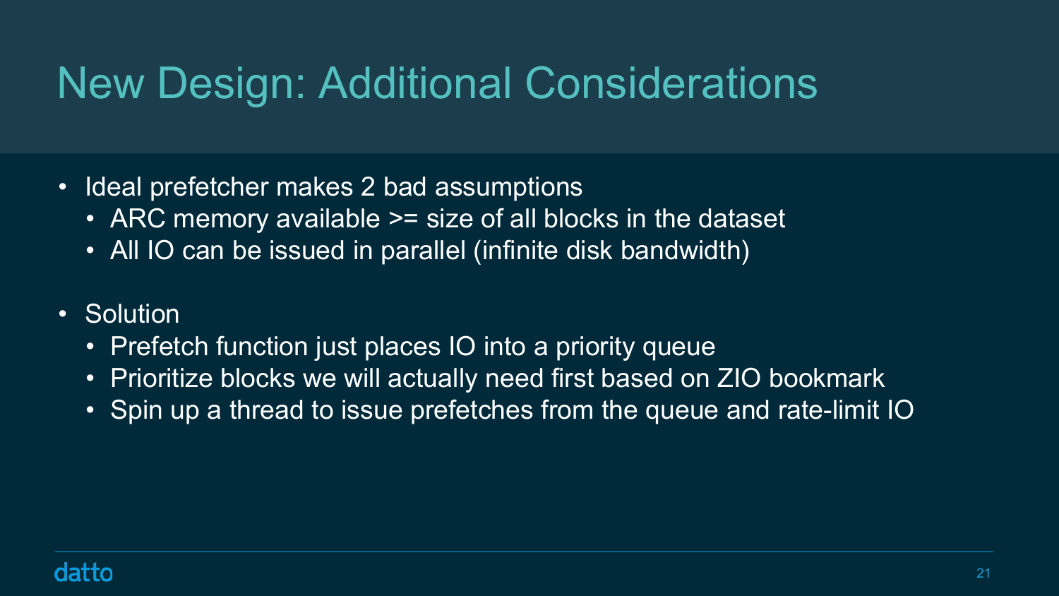# New Design: Additional Considerations

- Ideal prefetcher makes 2 bad assumptions
  - ARC memory available >= size of all blocks in the dataset
  - All IO can be issued in parallel (infinite disk bandwidth)

- Solution
  - Prefetch function just places IO into a priority queue
  - Prioritize blocks we will actually need first based on ZIO bookmark
  - Spin up a thread to issue prefetches from the queue and rate-limit IO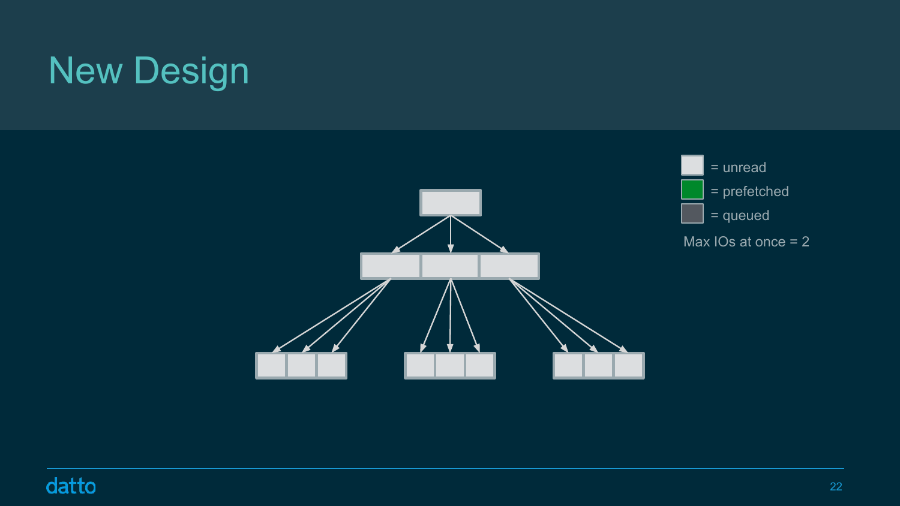# New Design

= unread

= prefetched

= queued

Max IOs at once = 2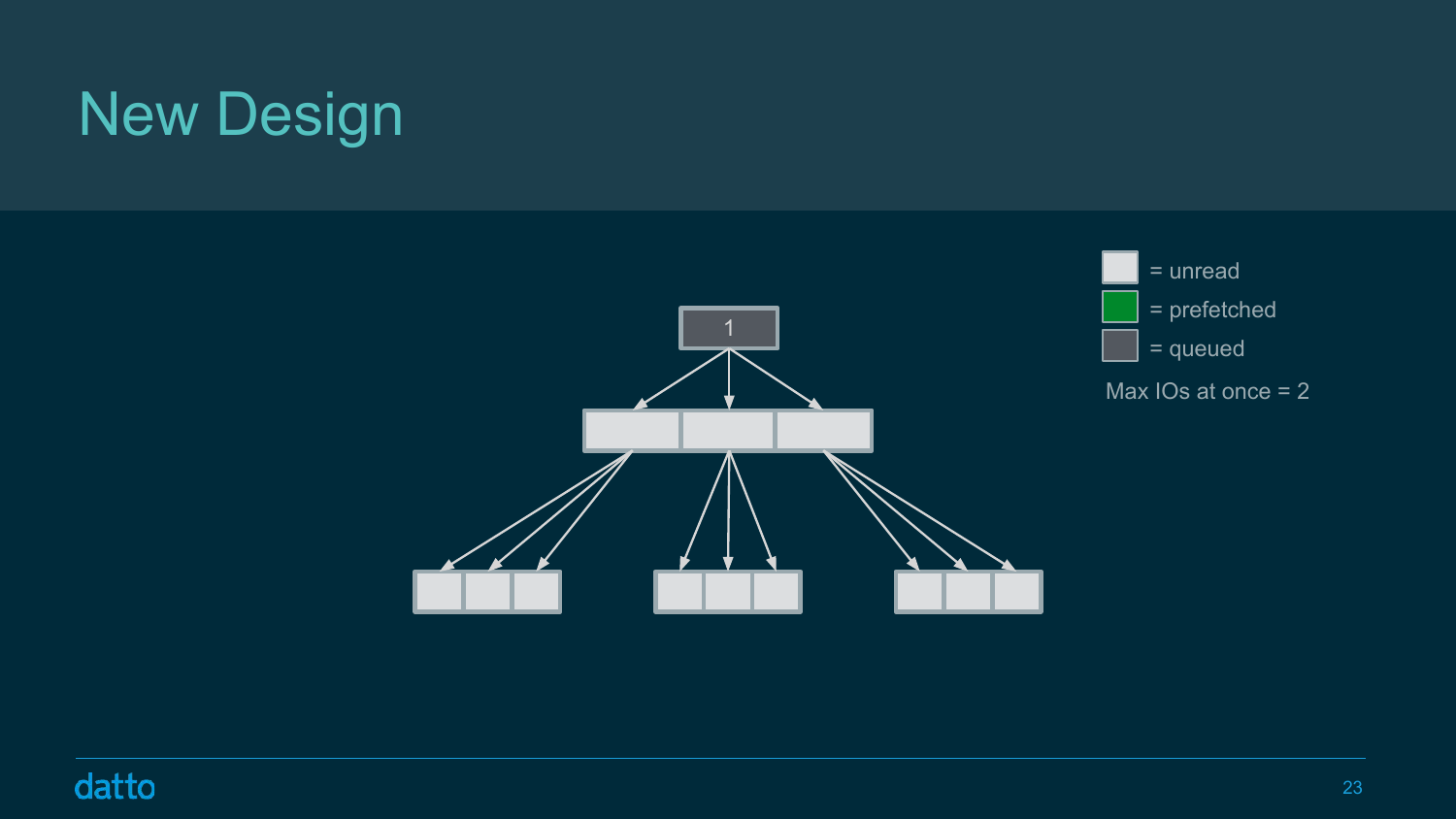# New Design

1

= unread

= prefetched

= queued

Max IOs at once = 2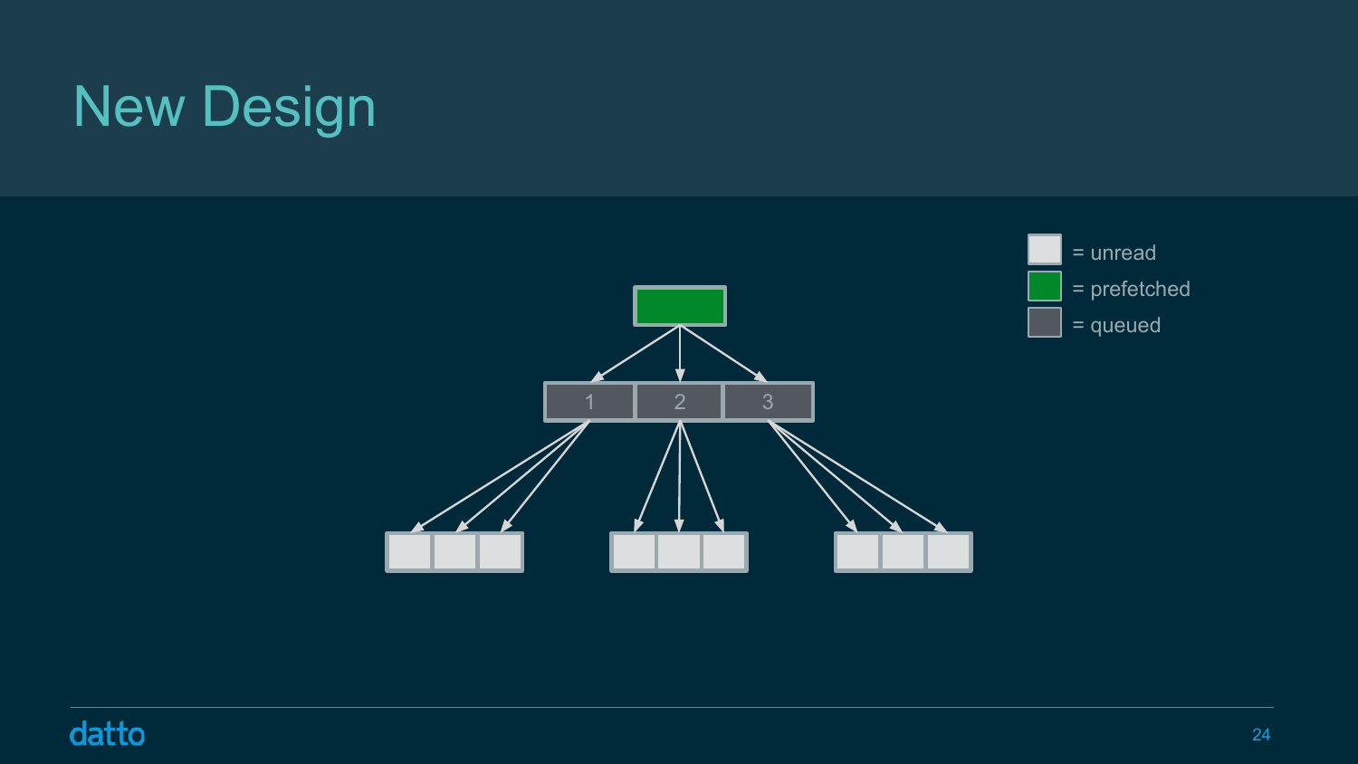# New Design

= unread
= prefetched
= queued

1 2 3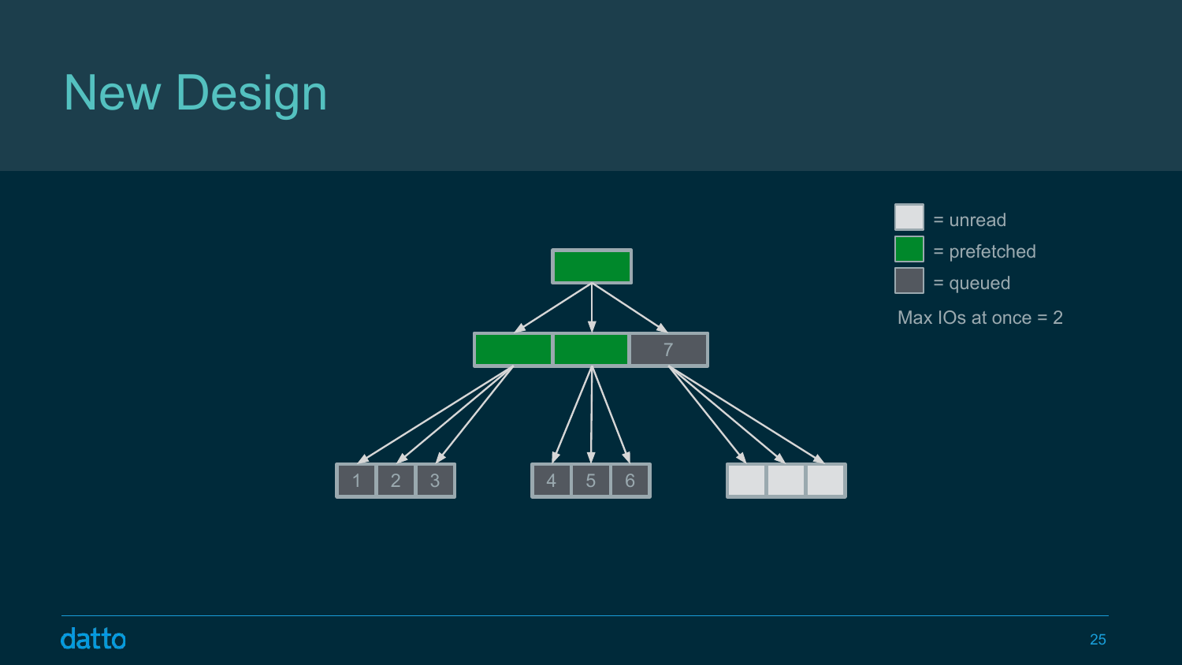# New Design

= unread

= prefetched

= queued

Max IOs at once = 2

7

1 2 3

4 5 6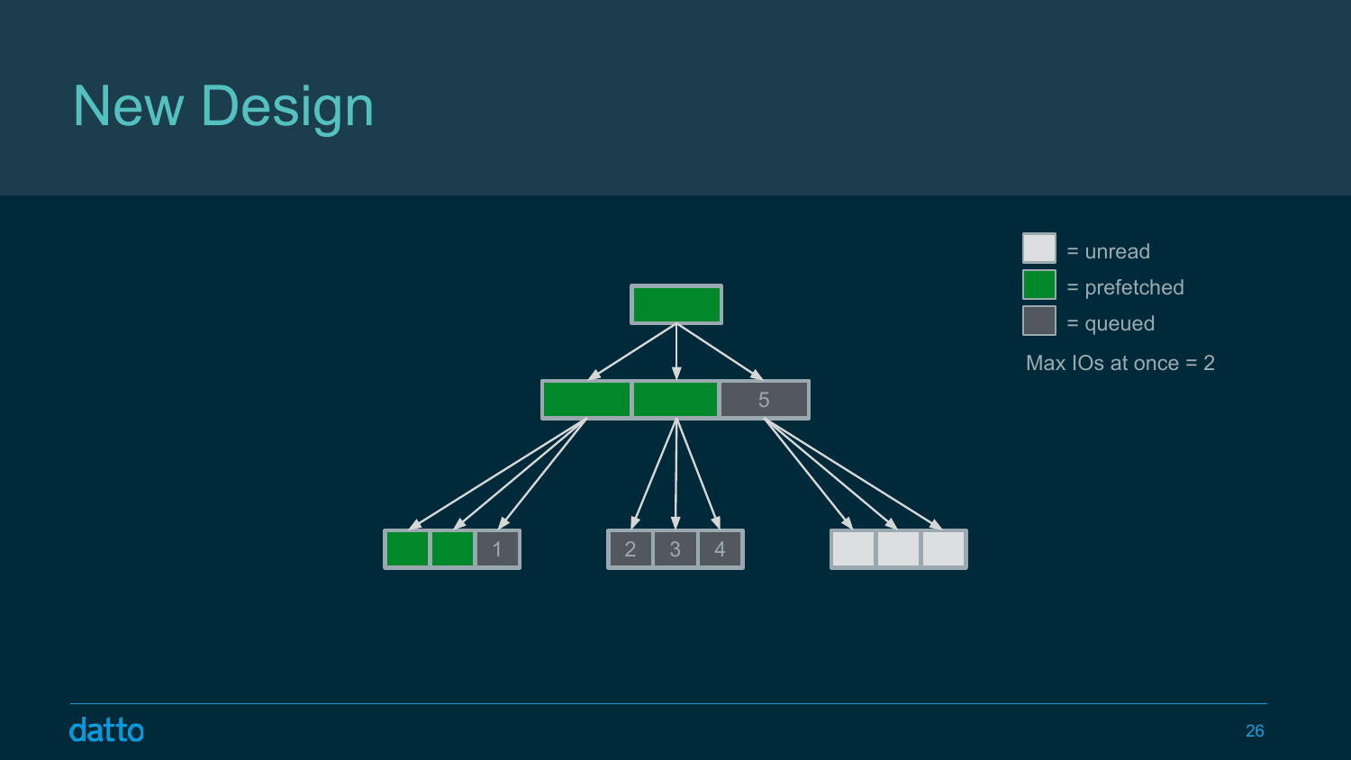# New Design

= unread

= prefetched

= queued

Max IOs at once = 2

5

1

2 3 4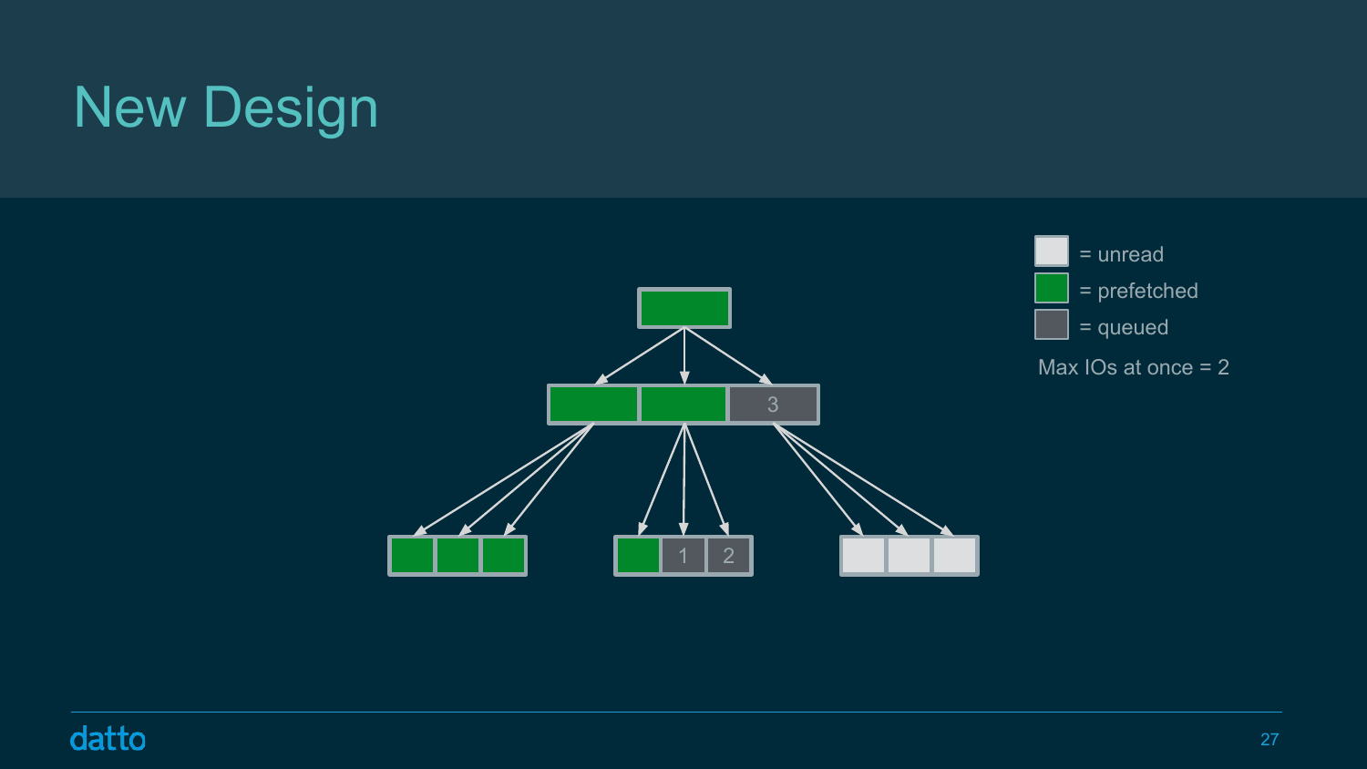# New Design

= unread

= prefetched

= queued

Max IOs at once = 2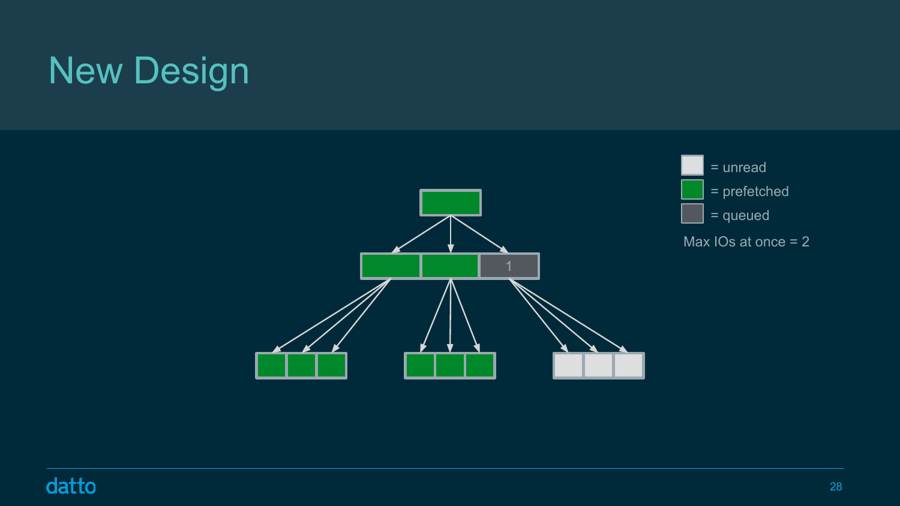# New Design

= unread

= prefetched

= queued

Max IOs at once = 2

1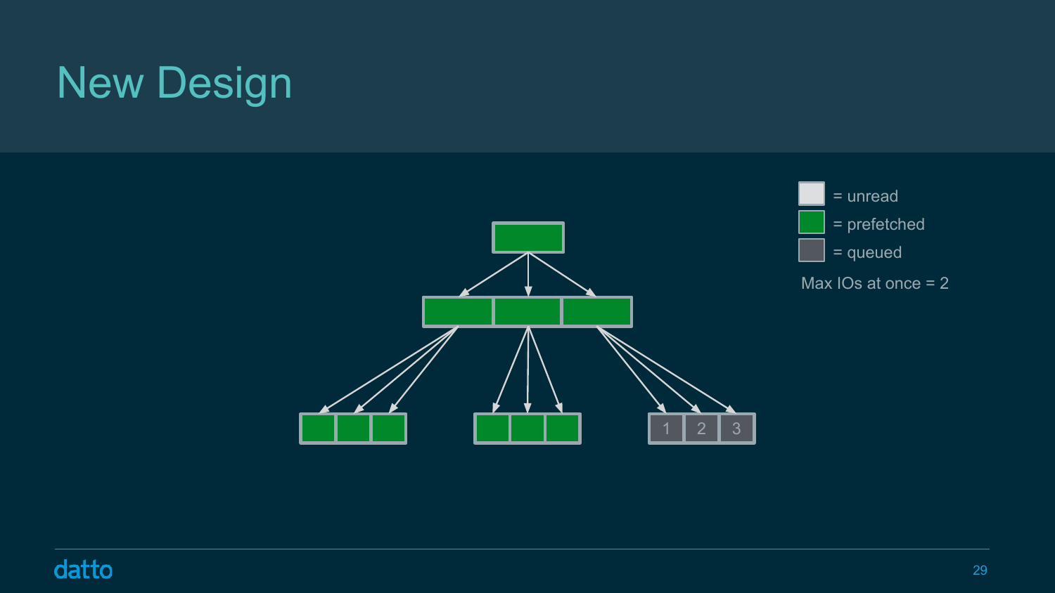# New Design

= unread

= prefetched

= queued

Max IOs at once = 2

1 2 3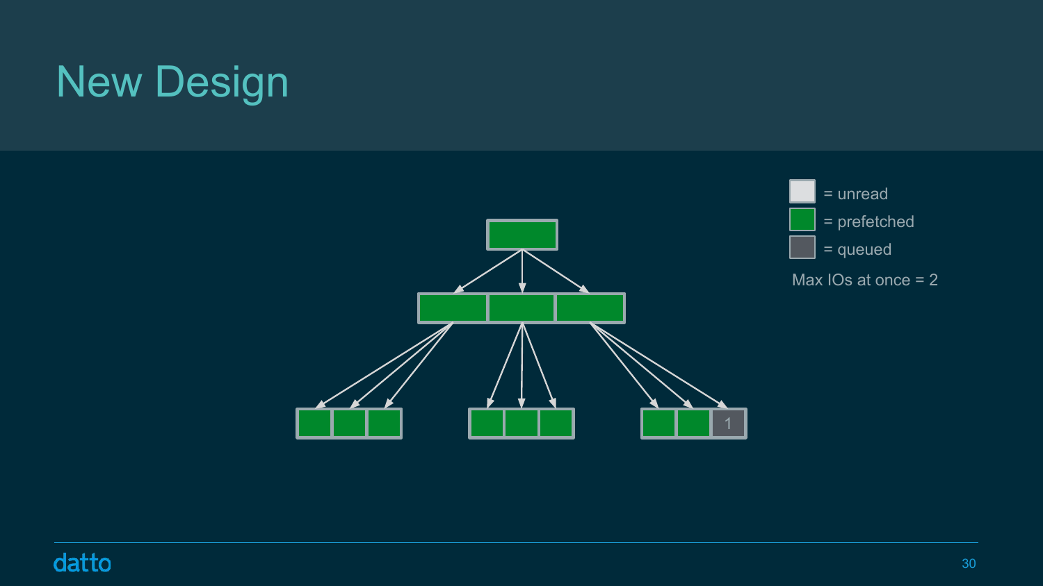# New Design

= unread

= prefetched

= queued

Max IOs at once = 2

1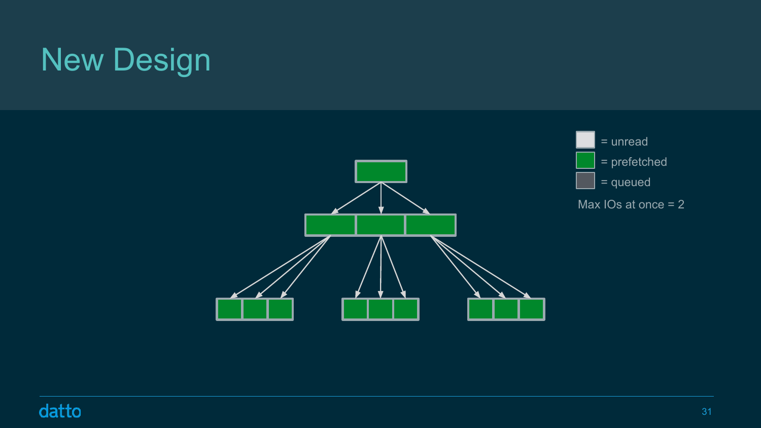# New Design

= unread

= prefetched

= queued

Max IOs at once = 2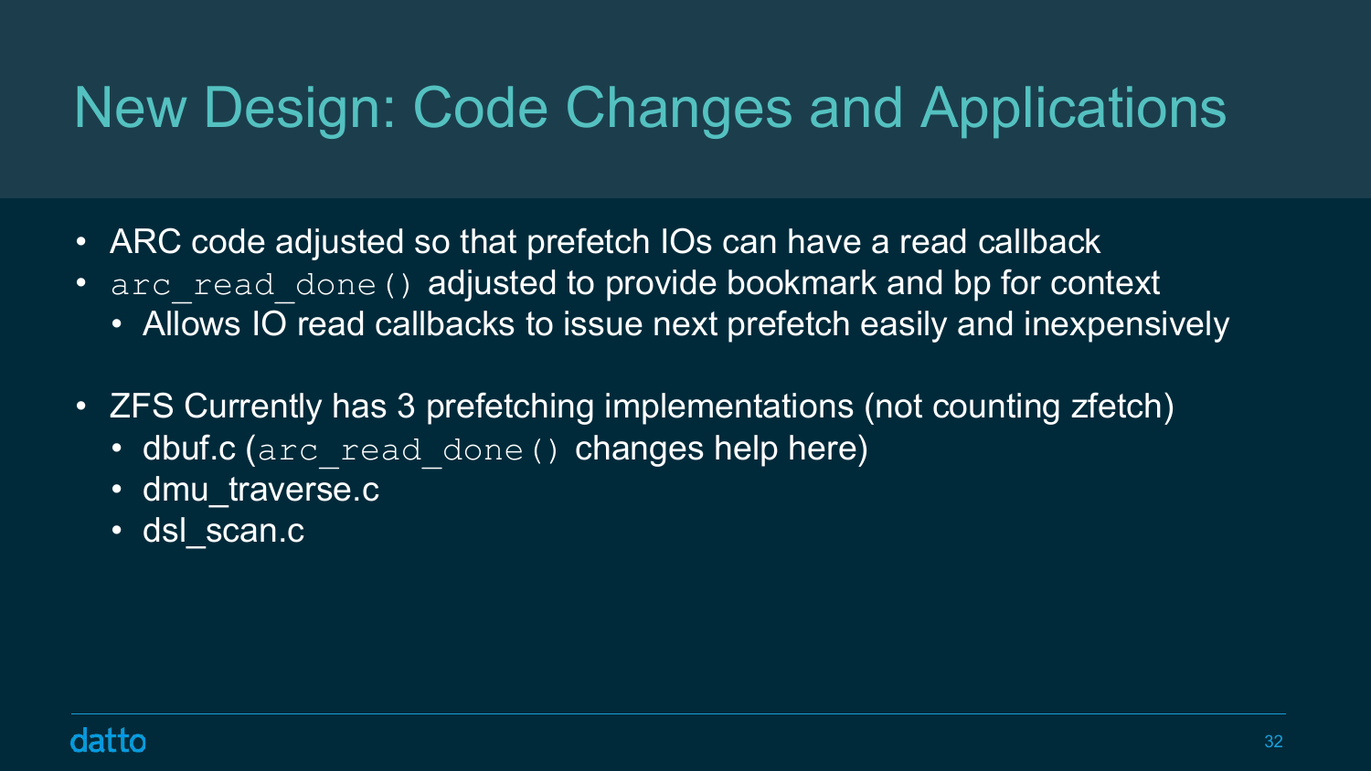# New Design: Code Changes and Applications

- ARC code adjusted so that prefetch IOs can have a read callback
- `arc_read_done()` adjusted to provide bookmark and bp for context
  - Allows IO read callbacks to issue next prefetch easily and inexpensively
- ZFS Currently has 3 prefetching implementations (not counting zfetch)
  - dbuf.c (`arc_read_done()` changes help here)
  - dmu_traverse.c
  - dsl_scan.c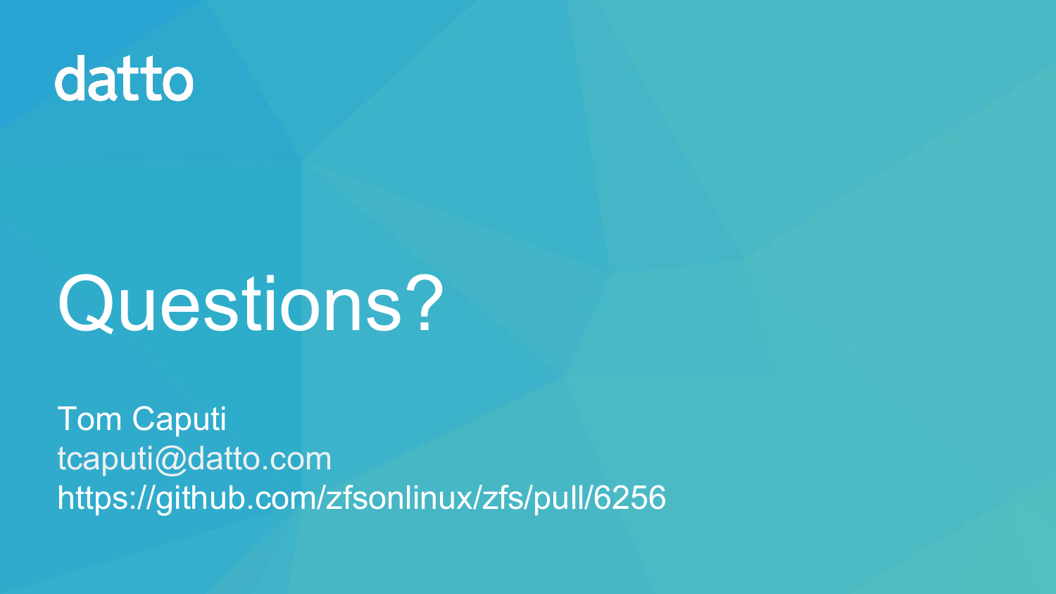datto

# Questions?

Tom Caputi
tcaputi@datto.com
https://github.com/zfsonlinux/zfs/pull/6256